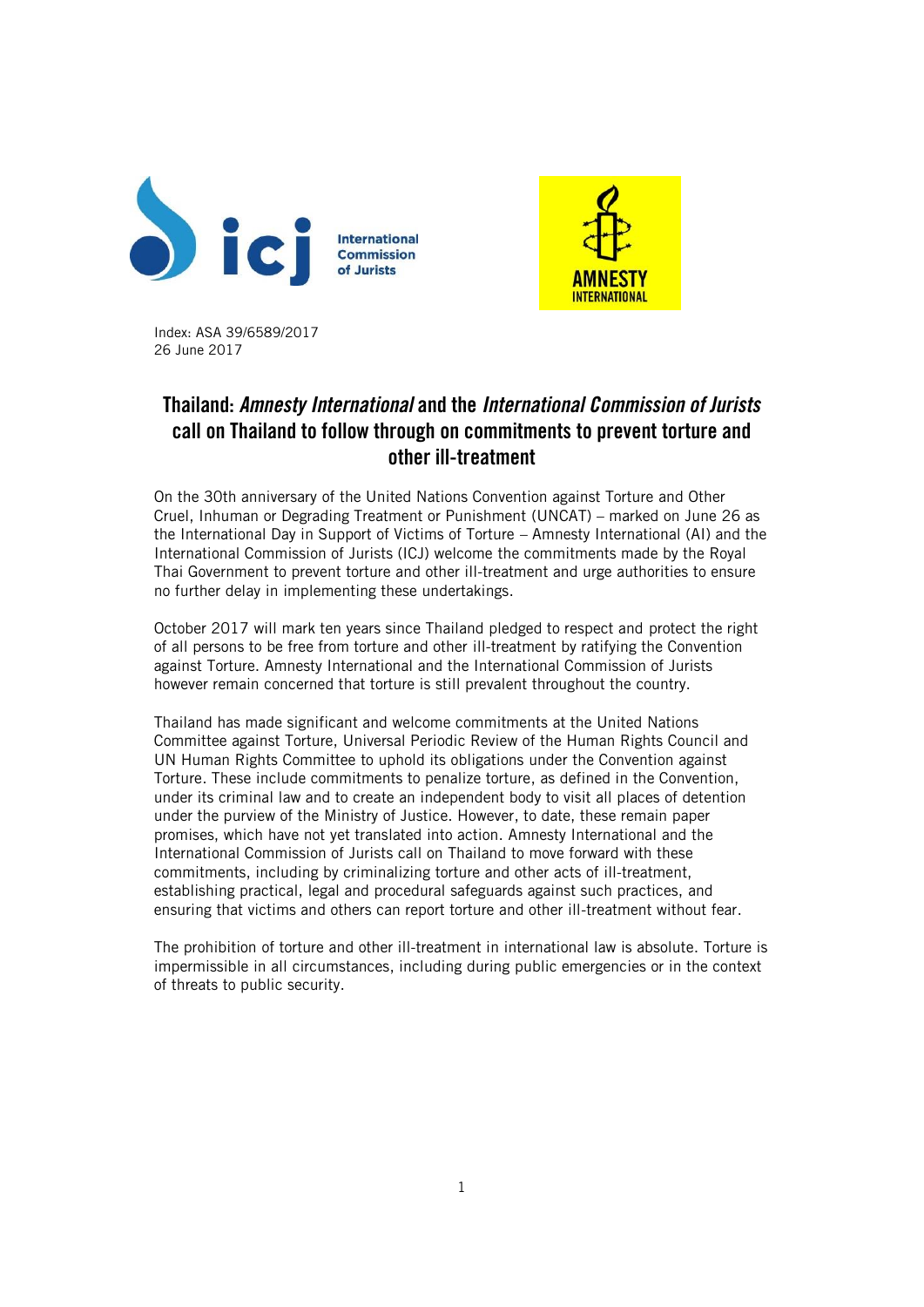Index: ASA 39/6589/2017
26 June 2017

# Thailand: *Amnesty International* and the *International Commission of Jurists* call on Thailand to follow through on commitments to prevent torture and other ill-treatment

On the 30th anniversary of the United Nations Convention against Torture and Other Cruel, Inhuman or Degrading Treatment or Punishment (UNCAT) – marked on June 26 as the International Day in Support of Victims of Torture – Amnesty International (AI) and the International Commission of Jurists (ICJ) welcome the commitments made by the Royal Thai Government to prevent torture and other ill-treatment and urge authorities to ensure no further delay in implementing these undertakings.

October 2017 will mark ten years since Thailand pledged to respect and protect the right of all persons to be free from torture and other ill-treatment by ratifying the Convention against Torture. Amnesty International and the International Commission of Jurists however remain concerned that torture is still prevalent throughout the country.

Thailand has made significant and welcome commitments at the United Nations Committee against Torture, Universal Periodic Review of the Human Rights Council and UN Human Rights Committee to uphold its obligations under the Convention against Torture. These include commitments to penalize torture, as defined in the Convention, under its criminal law and to create an independent body to visit all places of detention under the purview of the Ministry of Justice. However, to date, these remain paper promises, which have not yet translated into action. Amnesty International and the International Commission of Jurists call on Thailand to move forward with these commitments, including by criminalizing torture and other acts of ill-treatment, establishing practical, legal and procedural safeguards against such practices, and ensuring that victims and others can report torture and other ill-treatment without fear.

The prohibition of torture and other ill-treatment in international law is absolute. Torture is impermissible in all circumstances, including during public emergencies or in the context of threats to public security.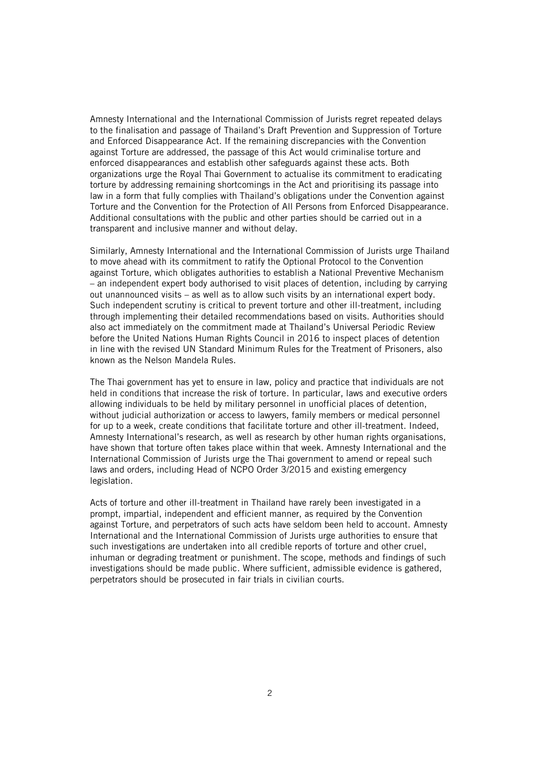Amnesty International and the International Commission of Jurists regret repeated delays to the finalisation and passage of Thailand's Draft Prevention and Suppression of Torture and Enforced Disappearance Act. If the remaining discrepancies with the Convention against Torture are addressed, the passage of this Act would criminalise torture and enforced disappearances and establish other safeguards against these acts. Both organizations urge the Royal Thai Government to actualise its commitment to eradicating torture by addressing remaining shortcomings in the Act and prioritising its passage into law in a form that fully complies with Thailand's obligations under the Convention against Torture and the Convention for the Protection of All Persons from Enforced Disappearance. Additional consultations with the public and other parties should be carried out in a transparent and inclusive manner and without delay.

Similarly, Amnesty International and the International Commission of Jurists urge Thailand to move ahead with its commitment to ratify the Optional Protocol to the Convention against Torture, which obligates authorities to establish a National Preventive Mechanism – an independent expert body authorised to visit places of detention, including by carrying out unannounced visits – as well as to allow such visits by an international expert body. Such independent scrutiny is critical to prevent torture and other ill-treatment, including through implementing their detailed recommendations based on visits. Authorities should also act immediately on the commitment made at Thailand's Universal Periodic Review before the United Nations Human Rights Council in 2016 to inspect places of detention in line with the revised UN Standard Minimum Rules for the Treatment of Prisoners, also known as the Nelson Mandela Rules.

The Thai government has yet to ensure in law, policy and practice that individuals are not held in conditions that increase the risk of torture. In particular, laws and executive orders allowing individuals to be held by military personnel in unofficial places of detention, without judicial authorization or access to lawyers, family members or medical personnel for up to a week, create conditions that facilitate torture and other ill-treatment. Indeed, Amnesty International's research, as well as research by other human rights organisations, have shown that torture often takes place within that week. Amnesty International and the International Commission of Jurists urge the Thai government to amend or repeal such laws and orders, including Head of NCPO Order 3/2015 and existing emergency legislation.

Acts of torture and other ill-treatment in Thailand have rarely been investigated in a prompt, impartial, independent and efficient manner, as required by the Convention against Torture, and perpetrators of such acts have seldom been held to account. Amnesty International and the International Commission of Jurists urge authorities to ensure that such investigations are undertaken into all credible reports of torture and other cruel, inhuman or degrading treatment or punishment. The scope, methods and findings of such investigations should be made public. Where sufficient, admissible evidence is gathered, perpetrators should be prosecuted in fair trials in civilian courts.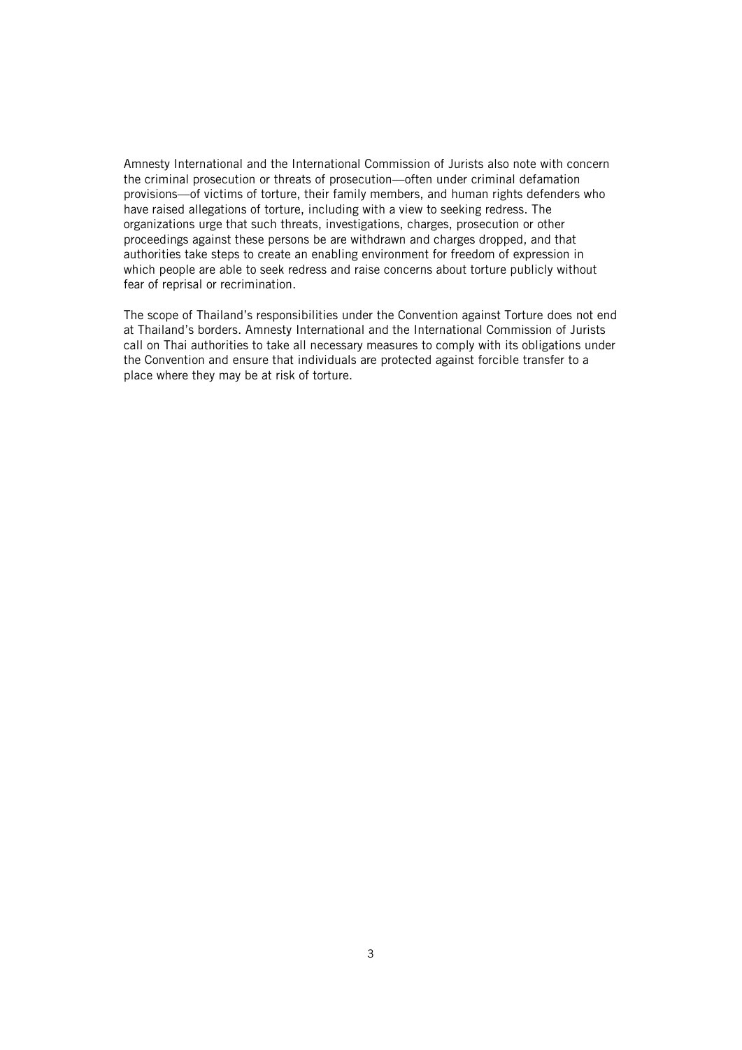Amnesty International and the International Commission of Jurists also note with concern the criminal prosecution or threats of prosecution—often under criminal defamation provisions—of victims of torture, their family members, and human rights defenders who have raised allegations of torture, including with a view to seeking redress. The organizations urge that such threats, investigations, charges, prosecution or other proceedings against these persons be are withdrawn and charges dropped, and that authorities take steps to create an enabling environment for freedom of expression in which people are able to seek redress and raise concerns about torture publicly without fear of reprisal or recrimination.

The scope of Thailand's responsibilities under the Convention against Torture does not end at Thailand's borders. Amnesty International and the International Commission of Jurists call on Thai authorities to take all necessary measures to comply with its obligations under the Convention and ensure that individuals are protected against forcible transfer to a place where they may be at risk of torture.